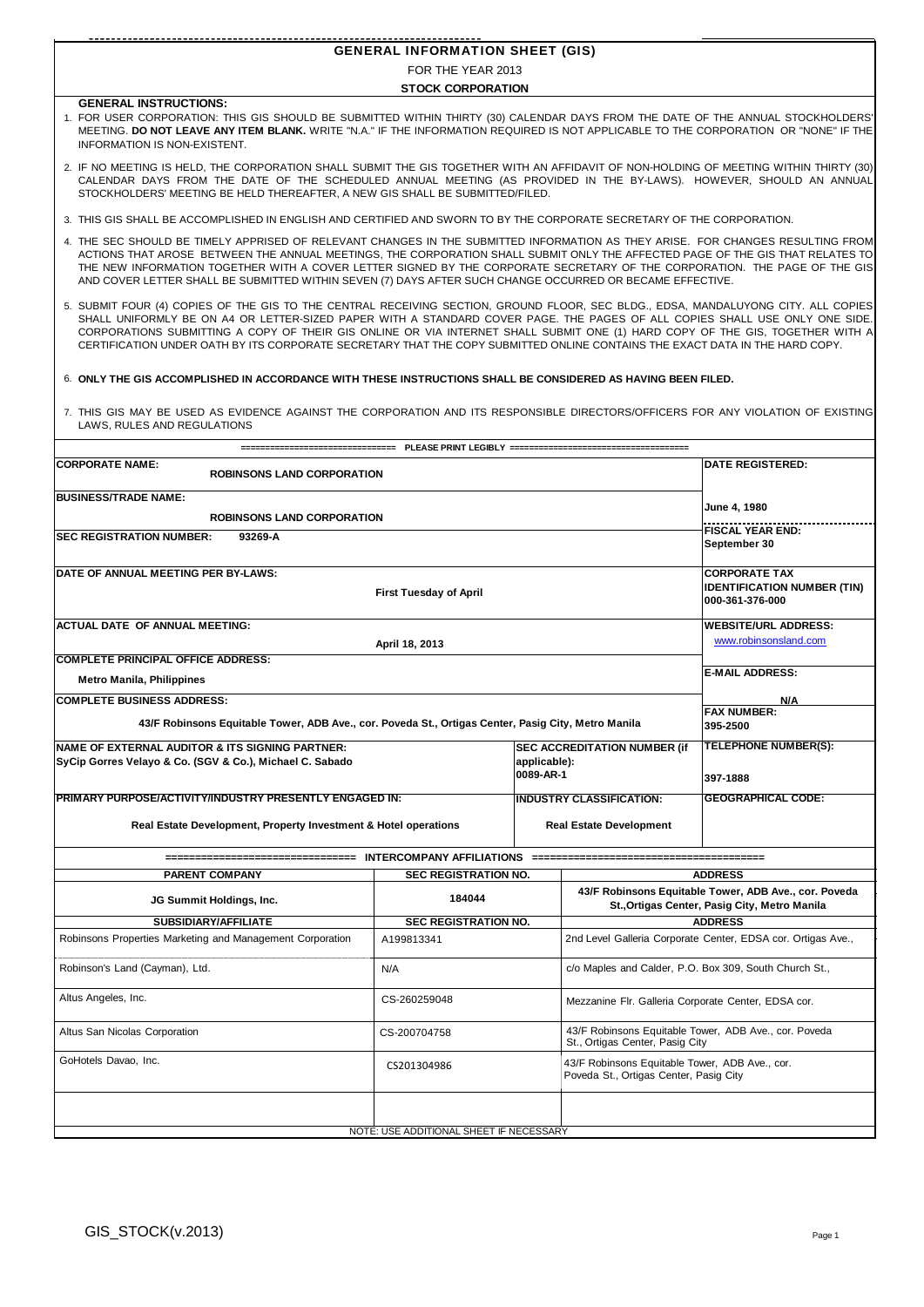# GENERAL INFORMATION SHEET (GIS)

FOR THE YEAR 2013

**STOCK CORPORATION**

**GENERAL INSTRUCTIONS:**

1. FOR USER CORPORATION: THIS GIS SHOULD BE SUBMITTED WITHIN THIRTY (30) CALENDAR DAYS FROM THE DATE OF THE ANNUAL STOCKHOLDERS' MEETING. **DO NOT LEAVE ANY ITEM BLANK.** WRITE "N.A." IF THE INFORMATION REQUIRED IS NOT APPLICABLE TO THE CORPORATION OR "NONE" IF THE INFORMATION IS NON-EXISTENT.
2. IF NO MEETING IS HELD, THE CORPORATION SHALL SUBMIT THE GIS TOGETHER WITH AN AFFIDAVIT OF NON-HOLDING OF MEETING WITHIN THIRTY (30) CALENDAR DAYS FROM THE DATE OF THE SCHEDULED ANNUAL MEETING (AS PROVIDED IN THE BY-LAWS). HOWEVER, SHOULD AN ANNUAL STOCKHOLDERS' MEETING BE HELD THEREAFTER, A NEW GIS SHALL BE SUBMITTED/FILED.
3. THIS GIS SHALL BE ACCOMPLISHED IN ENGLISH AND CERTIFIED AND SWORN TO BY THE CORPORATE SECRETARY OF THE CORPORATION.
4. THE SEC SHOULD BE TIMELY APPRISED OF RELEVANT CHANGES IN THE SUBMITTED INFORMATION AS THEY ARISE. FOR CHANGES RESULTING FROM ACTIONS THAT AROSE BETWEEN THE ANNUAL MEETINGS, THE CORPORATION SHALL SUBMIT ONLY THE AFFECTED PAGE OF THE GIS THAT RELATES TO THE NEW INFORMATION TOGETHER WITH A COVER LETTER SIGNED BY THE CORPORATE SECRETARY OF THE CORPORATION. THE PAGE OF THE GIS AND COVER LETTER SHALL BE SUBMITTED WITHIN SEVEN (7) DAYS AFTER SUCH CHANGE OCCURRED OR BECAME EFFECTIVE.
5. SUBMIT FOUR (4) COPIES OF THE GIS TO THE CENTRAL RECEIVING SECTION, GROUND FLOOR, SEC BLDG., EDSA, MANDALUYONG CITY. ALL COPIES SHALL UNIFORMLY BE ON A4 OR LETTER-SIZED PAPER WITH A STANDARD COVER PAGE. THE PAGES OF ALL COPIES SHALL USE ONLY ONE SIDE. CORPORATIONS SUBMITTING A COPY OF THEIR GIS ONLINE OR VIA INTERNET SHALL SUBMIT ONE (1) HARD COPY OF THE GIS, TOGETHER WITH A CERTIFICATION UNDER OATH BY ITS CORPORATE SECRETARY THAT THE COPY SUBMITTED ONLINE CONTAINS THE EXACT DATA IN THE HARD COPY.
6. **ONLY THE GIS ACCOMPLISHED IN ACCORDANCE WITH THESE INSTRUCTIONS SHALL BE CONSIDERED AS HAVING BEEN FILED.**
7. THIS GIS MAY BE USED AS EVIDENCE AGAINST THE CORPORATION AND ITS RESPONSIBLE DIRECTORS/OFFICERS FOR ANY VIOLATION OF EXISTING LAWS, RULES AND REGULATIONS

=============================== PLEASE PRINT LEGIBLY ===============================

| | | |
|---|---|---|
| **CORPORATE NAME:** ROBINSONS LAND CORPORATION | | **DATE REGISTERED:** |
| **BUSINESS/TRADE NAME:** ROBINSONS LAND CORPORATION | | June 4, 1980 |
| **SEC REGISTRATION NUMBER:** 93269-A | | **FISCAL YEAR END:** September 30 |
| **DATE OF ANNUAL MEETING PER BY-LAWS:** First Tuesday of April | | **CORPORATE TAX IDENTIFICATION NUMBER (TIN)** 000-361-376-000 |
| **ACTUAL DATE OF ANNUAL MEETING:** April 18, 2013 | | **WEBSITE/URL ADDRESS:** www.robinsonsland.com |
| **COMPLETE PRINCIPAL OFFICE ADDRESS:** Metro Manila, Philippines | | **E-MAIL ADDRESS:** N/A |
| **COMPLETE BUSINESS ADDRESS:** 43/F Robinsons Equitable Tower, ADB Ave., cor. Poveda St., Ortigas Center, Pasig City, Metro Manila | | **FAX NUMBER:** 395-2500 |
| **NAME OF EXTERNAL AUDITOR & ITS SIGNING PARTNER:** SyCip Gorres Velayo & Co. (SGV & Co.), Michael C. Sabado | **SEC ACCREDITATION NUMBER (if applicable):** 0089-AR-1 | **TELEPHONE NUMBER(S):** 397-1888 |
| **PRIMARY PURPOSE/ACTIVITY/INDUSTRY PRESENTLY ENGAGED IN:** Real Estate Development, Property Investment & Hotel operations | **INDUSTRY CLASSIFICATION:** Real Estate Development | **GEOGRAPHICAL CODE:** |

=============================== INTERCOMPANY AFFILIATIONS ===============================

| PARENT COMPANY | SEC REGISTRATION NO. | ADDRESS |
|---|---|---|
| JG Summit Holdings, Inc. | 184044 | 43/F Robinsons Equitable Tower, ADB Ave., cor. Poveda St.,Ortigas Center, Pasig City, Metro Manila |
| **SUBSIDIARY/AFFILIATE** | **SEC REGISTRATION NO.** | **ADDRESS** |
| Robinsons Properties Marketing and Management Corporation | A199813341 | 2nd Level Galleria Corporate Center, EDSA cor. Ortigas Ave., |
| Robinson's Land (Cayman), Ltd. | N/A | c/o Maples and Calder, P.O. Box 309, South Church St., |
| Altus Angeles, Inc. | CS-260259048 | Mezzanine Flr. Galleria Corporate Center, EDSA cor. |
| Altus San Nicolas Corporation | CS-200704758 | 43/F Robinsons Equitable Tower, ADB Ave., cor. Poveda St., Ortigas Center, Pasig City |
| GoHotels Davao, Inc. | CS201304986 | 43/F Robinsons Equitable Tower, ADB Ave., cor. Poveda St., Ortigas Center, Pasig City |
| | | |

NOTE: USE ADDITIONAL SHEET IF NECESSARY

GIS_STOCK(v.2013)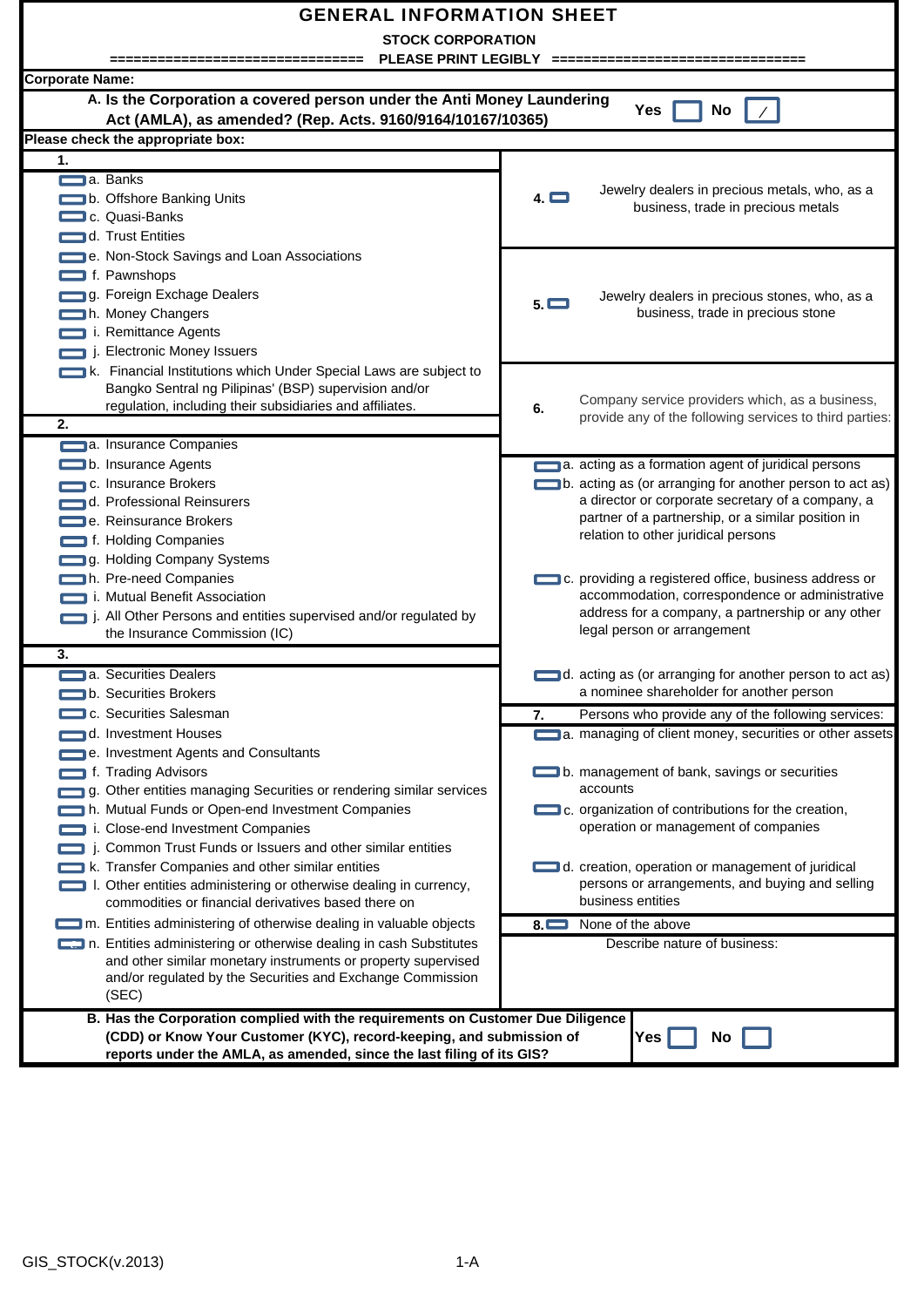# GENERAL INFORMATION SHEET

## STOCK CORPORATION

=============================== PLEASE PRINT LEGIBLY ===============================

**Corporate Name:**

**A. Is the Corporation a covered person under the Anti Money Laundering Act (AMLA), as amended? (Rep. Acts. 9160/9164/10167/10365)** Yes [ ] No [/]

**Please check the appropriate box:**

**1.**

- [ ] a. Banks
- [ ] b. Offshore Banking Units
- [ ] c. Quasi-Banks
- [ ] d. Trust Entities
- [ ] e. Non-Stock Savings and Loan Associations
- [ ] f. Pawnshops
- [ ] g. Foreign Exchage Dealers
- [ ] h. Money Changers
- [ ] i. Remittance Agents
- [ ] j. Electronic Money Issuers
- [ ] k. Financial Institutions which Under Special Laws are subject to Bangko Sentral ng Pilipinas' (BSP) supervision and/or regulation, including their subsidiaries and affiliates.

**2.**

- [ ] a. Insurance Companies
- [ ] b. Insurance Agents
- [ ] c. Insurance Brokers
- [ ] d. Professional Reinsurers
- [ ] e. Reinsurance Brokers
- [ ] f. Holding Companies
- [ ] g. Holding Company Systems
- [ ] h. Pre-need Companies
- [ ] i. Mutual Benefit Association
- [ ] j. All Other Persons and entities supervised and/or regulated by the Insurance Commission (IC)

**3.**

- [ ] a. Securities Dealers
- [ ] b. Securities Brokers
- [ ] c. Securities Salesman
- [ ] d. Investment Houses
- [ ] e. Investment Agents and Consultants
- [ ] f. Trading Advisors
- [ ] g. Other entities managing Securities or rendering similar services
- [ ] h. Mutual Funds or Open-end Investment Companies
- [ ] i. Close-end Investment Companies
- [ ] j. Common Trust Funds or Issuers and other similar entities
- [ ] k. Transfer Companies and other similar entities
- [ ] l. Other entities administering or otherwise dealing in currency, commodities or financial derivatives based there on
- [ ] m. Entities administering of otherwise dealing in valuable objects
- [ ] n. Entities administering or otherwise dealing in cash Substitutes and other similar monetary instruments or property supervised and/or regulated by the Securities and Exchange Commission (SEC)

**4.** [ ] Jewelry dealers in precious metals, who, as a business, trade in precious metals

**5.** [ ] Jewelry dealers in precious stones, who, as a business, trade in precious stone

**6.** Company service providers which, as a business, provide any of the following services to third parties:

- [ ] a. acting as a formation agent of juridical persons
- [ ] b. acting as (or arranging for another person to act as) a director or corporate secretary of a company, a partner of a partnership, or a similar position in relation to other juridical persons
- [ ] c. providing a registered office, business address or accommodation, correspondence or administrative address for a company, a partnership or any other legal person or arrangement
- [ ] d. acting as (or arranging for another person to act as) a nominee shareholder for another person

**7.** Persons who provide any of the following services:

- [ ] a. managing of client money, securities or other assets
- [ ] b. management of bank, savings or securities accounts
- [ ] c. organization of contributions for the creation, operation or management of companies
- [ ] d. creation, operation or management of juridical persons or arrangements, and buying and selling business entities

**8.** [ ] None of the above

Describe nature of business:

**B. Has the Corporation complied with the requirements on Customer Due Diligence (CDD) or Know Your Customer (KYC), record-keeping, and submission of reports under the AMLA, as amended, since the last filing of its GIS?** Yes [ ] No [ ]

GIS_STOCK(v.2013) 1-A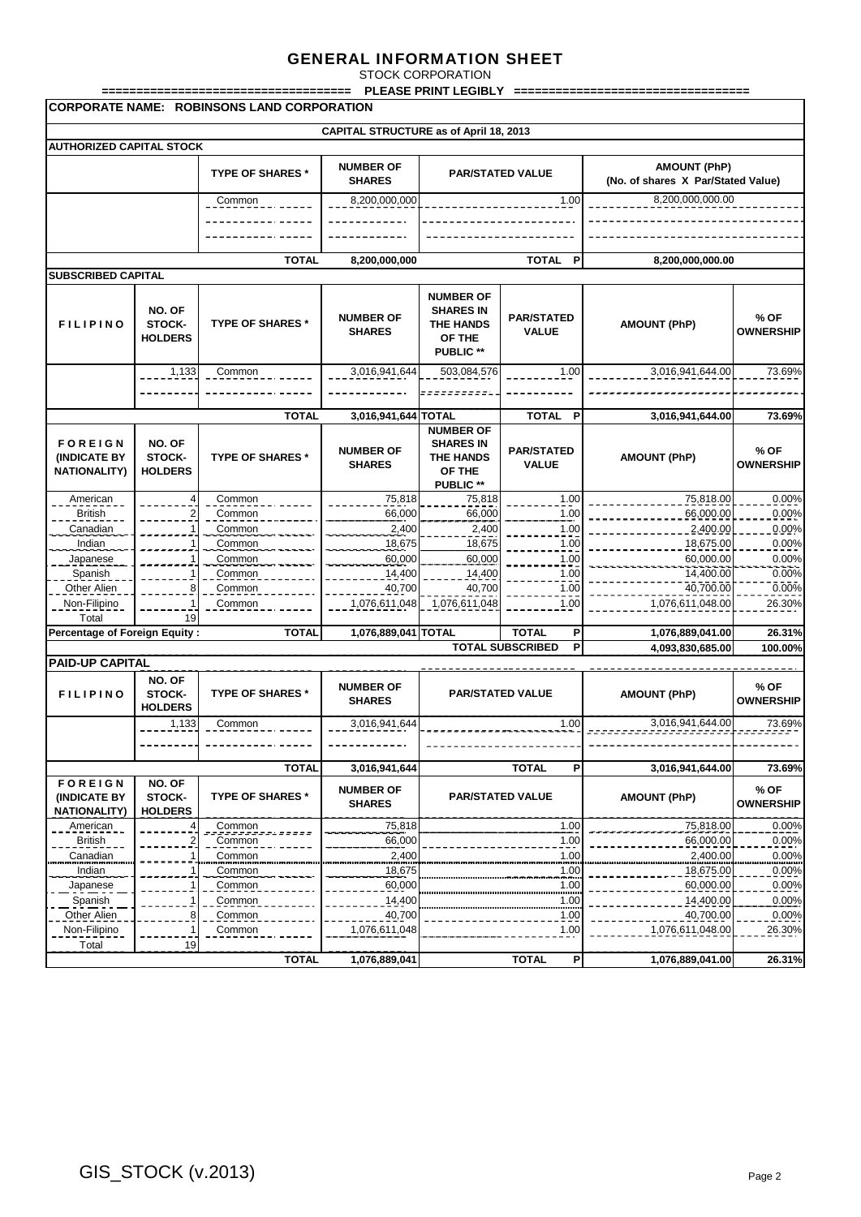# GENERAL INFORMATION SHEET

STOCK CORPORATION

=================================== PLEASE PRINT LEGIBLY =================================

**CORPORATE NAME: ROBINSONS LAND CORPORATION**

**CAPITAL STRUCTURE as of April 18, 2013**

**AUTHORIZED CAPITAL STOCK**

| | TYPE OF SHARES * | NUMBER OF SHARES | PAR/STATED VALUE | AMOUNT (PhP) (No. of shares X Par/Stated Value) |
|---|---|---|---|---|
| | Common | 8,200,000,000 | 1.00 | 8,200,000,000.00 |
| | | | | |
| | | | | |
| | TOTAL | 8,200,000,000 | TOTAL P | 8,200,000,000.00 |

**SUBSCRIBED CAPITAL**

| FILIPINO | NO. OF STOCK-HOLDERS | TYPE OF SHARES * | NUMBER OF SHARES | NUMBER OF SHARES IN THE HANDS OF THE PUBLIC ** | PAR/STATED VALUE | AMOUNT (PhP) | % OF OWNERSHIP |
|---|---|---|---|---|---|---|---|
| | 1,133 | Common | 3,016,941,644 | 503,084,576 | 1.00 | 3,016,941,644.00 | 73.69% |
| | | | | | | | |
| | | TOTAL | 3,016,941,644 | TOTAL | TOTAL P | 3,016,941,644.00 | 73.69% |

| FOREIGN (INDICATE BY NATIONALITY) | NO. OF STOCK-HOLDERS | TYPE OF SHARES * | NUMBER OF SHARES | NUMBER OF SHARES IN THE HANDS OF THE PUBLIC ** | PAR/STATED VALUE | AMOUNT (PhP) | % OF OWNERSHIP |
|---|---|---|---|---|---|---|---|
| American | 4 | Common | 75,818 | 75,818 | 1.00 | 75,818.00 | 0.00% |
| British | 2 | Common | 66,000 | 66,000 | 1.00 | 66,000.00 | 0.00% |
| Canadian | 1 | Common | 2,400 | 2,400 | 1.00 | 2,400.00 | 0.00% |
| Indian | 1 | Common | 18,675 | 18,675 | 1.00 | 18,675.00 | 0.00% |
| Japanese | 1 | Common | 60,000 | 60,000 | 1.00 | 60,000.00 | 0.00% |
| Spanish | 1 | Common | 14,400 | 14,400 | 1.00 | 14,400.00 | 0.00% |
| Other Alien | 8 | Common | 40,700 | 40,700 | 1.00 | 40,700.00 | 0.00% |
| Non-Filipino | 1 | Common | 1,076,611,048 | 1,076,611,048 | 1.00 | 1,076,611,048.00 | 26.30% |
| Total | 19 | | | | | | |
| Percentage of Foreign Equity : | | TOTAL | 1,076,889,041 | TOTAL | TOTAL P | 1,076,889,041.00 | 26.31% |
| | | | | | TOTAL SUBSCRIBED P | 4,093,830,685.00 | 100.00% |

**PAID-UP CAPITAL**

| FILIPINO | NO. OF STOCK-HOLDERS | TYPE OF SHARES * | NUMBER OF SHARES | PAR/STATED VALUE | AMOUNT (PhP) | % OF OWNERSHIP |
|---|---|---|---|---|---|---|
| | 1,133 | Common | 3,016,941,644 | 1.00 | 3,016,941,644.00 | 73.69% |
| | | | | | | |
| | | TOTAL | 3,016,941,644 | TOTAL P | 3,016,941,644.00 | 73.69% |

| FOREIGN (INDICATE BY NATIONALITY) | NO. OF STOCK-HOLDERS | TYPE OF SHARES * | NUMBER OF SHARES | PAR/STATED VALUE | AMOUNT (PhP) | % OF OWNERSHIP |
|---|---|---|---|---|---|---|
| American | 4 | Common | 75,818 | 1.00 | 75,818.00 | 0.00% |
| British | 2 | Common | 66,000 | 1.00 | 66,000.00 | 0.00% |
| Canadian | 1 | Common | 2,400 | 1.00 | 2,400.00 | 0.00% |
| Indian | 1 | Common | 18,675 | 1.00 | 18,675.00 | 0.00% |
| Japanese | 1 | Common | 60,000 | 1.00 | 60,000.00 | 0.00% |
| Spanish | 1 | Common | 14,400 | 1.00 | 14,400.00 | 0.00% |
| Other Alien | 8 | Common | 40,700 | 1.00 | 40,700.00 | 0.00% |
| Non-Filipino | 1 | Common | 1,076,611,048 | 1.00 | 1,076,611,048.00 | 26.30% |
| Total | 19 | | | | | |
| | | TOTAL | 1,076,889,041 | TOTAL P | 1,076,889,041.00 | 26.31% |

GIS_STOCK (v.2013)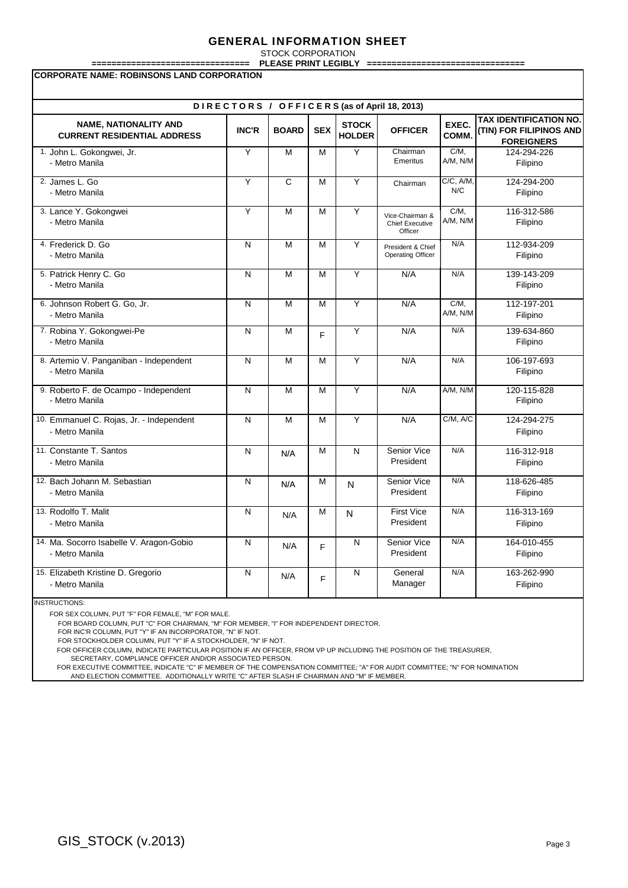# GENERAL INFORMATION SHEET

STOCK CORPORATION

=============================== PLEASE PRINT LEGIBLY ===============================

**CORPORATE NAME: ROBINSONS LAND CORPORATION**

**DIRECTORS / OFFICERS (as of April 18, 2013)**

| NAME, NATIONALITY AND CURRENT RESIDENTIAL ADDRESS | INC'R | BOARD | SEX | STOCK HOLDER | OFFICER | EXEC. COMM. | TAX IDENTIFICATION NO. (TIN) FOR FILIPINOS AND FOREIGNERS |
|---|---|---|---|---|---|---|---|
| 1. John L. Gokongwei, Jr. - Metro Manila | Y | M | M | Y | Chairman Emeritus | C/M, A/M, N/M | 124-294-226 Filipino |
| 2. James L. Go - Metro Manila | Y | C | M | Y | Chairman | C/C, A/M, N/C | 124-294-200 Filipino |
| 3. Lance Y. Gokongwei - Metro Manila | Y | M | M | Y | Vice-Chairman & Chief Executive Officer | C/M, A/M, N/M | 116-312-586 Filipino |
| 4. Frederick D. Go - Metro Manila | N | M | M | Y | President & Chief Operating Officer | N/A | 112-934-209 Filipino |
| 5. Patrick Henry C. Go - Metro Manila | N | M | M | Y | N/A | N/A | 139-143-209 Filipino |
| 6. Johnson Robert G. Go, Jr. - Metro Manila | N | M | M | Y | N/A | C/M, A/M, N/M | 112-197-201 Filipino |
| 7. Robina Y. Gokongwei-Pe - Metro Manila | N | M | F | Y | N/A | N/A | 139-634-860 Filipino |
| 8. Artemio V. Panganiban - Independent - Metro Manila | N | M | M | Y | N/A | N/A | 106-197-693 Filipino |
| 9. Roberto F. de Ocampo - Independent - Metro Manila | N | M | M | Y | N/A | A/M, N/M | 120-115-828 Filipino |
| 10. Emmanuel C. Rojas, Jr. - Independent - Metro Manila | N | M | M | Y | N/A | C/M, A/C | 124-294-275 Filipino |
| 11. Constante T. Santos - Metro Manila | N | N/A | M | N | Senior Vice President | N/A | 116-312-918 Filipino |
| 12. Bach Johann M. Sebastian - Metro Manila | N | N/A | M | N | Senior Vice President | N/A | 118-626-485 Filipino |
| 13. Rodolfo T. Malit - Metro Manila | N | N/A | M | N | First Vice President | N/A | 116-313-169 Filipino |
| 14. Ma. Socorro Isabelle V. Aragon-Gobio - Metro Manila | N | N/A | F | N | Senior Vice President | N/A | 164-010-455 Filipino |
| 15. Elizabeth Kristine D. Gregorio - Metro Manila | N | N/A | F | N | General Manager | N/A | 163-262-990 Filipino |

INSTRUCTIONS:

FOR SEX COLUMN, PUT "F" FOR FEMALE, "M" FOR MALE.

FOR BOARD COLUMN, PUT "C" FOR CHAIRMAN, "M" FOR MEMBER, "I" FOR INDEPENDENT DIRECTOR.

FOR INC'R COLUMN, PUT "Y" IF AN INCORPORATOR, "N" IF NOT.

FOR STOCKHOLDER COLUMN, PUT "Y" IF A STOCKHOLDER, "N" IF NOT.

FOR OFFICER COLUMN, INDICATE PARTICULAR POSITION IF AN OFFICER, FROM VP UP INCLUDING THE POSITION OF THE TREASURER, SECRETARY, COMPLIANCE OFFICER AND/OR ASSOCIATED PERSON.

FOR EXECUTIVE COMMITTEE, INDICATE "C" IF MEMBER OF THE COMPENSATION COMMITTEE; "A" FOR AUDIT COMMITTEE; "N" FOR NOMINATION AND ELECTION COMMITTEE. ADDITIONALLY WRITE "C" AFTER SLASH IF CHAIRMAN AND "M" IF MEMBER.

GIS_STOCK (v.2013)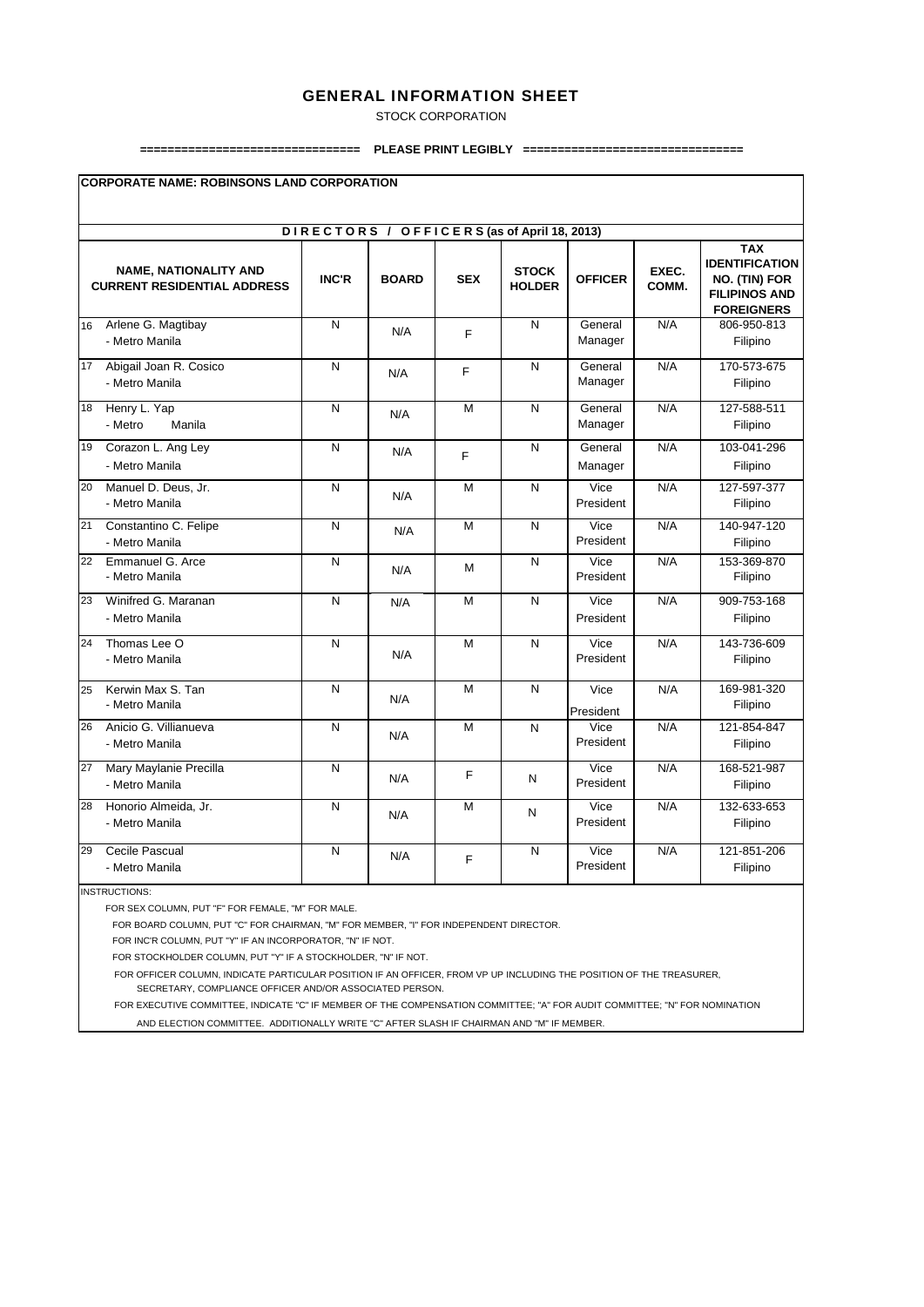# GENERAL INFORMATION SHEET

STOCK CORPORATION

=============================== PLEASE PRINT LEGIBLY ===============================

**CORPORATE NAME: ROBINSONS LAND CORPORATION**

**DIRECTORS / OFFICERS (as of April 18, 2013)**

| | NAME, NATIONALITY AND CURRENT RESIDENTIAL ADDRESS | INC'R | BOARD | SEX | STOCK HOLDER | OFFICER | EXEC. COMM. | TAX IDENTIFICATION NO. (TIN) FOR FILIPINOS AND FOREIGNERS |
|---|---|---|---|---|---|---|---|---|
| 16 | Arlene G. Magtibay - Metro Manila | N | N/A | F | N | General Manager | N/A | 806-950-813 Filipino |
| 17 | Abigail Joan R. Cosico - Metro Manila | N | N/A | F | N | General Manager | N/A | 170-573-675 Filipino |
| 18 | Henry L. Yap - Metro Manila | N | N/A | M | N | General Manager | N/A | 127-588-511 Filipino |
| 19 | Corazon L. Ang Ley - Metro Manila | N | N/A | F | N | General Manager | N/A | 103-041-296 Filipino |
| 20 | Manuel D. Deus, Jr. - Metro Manila | N | N/A | M | N | Vice President | N/A | 127-597-377 Filipino |
| 21 | Constantino C. Felipe - Metro Manila | N | N/A | M | N | Vice President | N/A | 140-947-120 Filipino |
| 22 | Emmanuel G. Arce - Metro Manila | N | N/A | M | N | Vice President | N/A | 153-369-870 Filipino |
| 23 | Winifred G. Maranan - Metro Manila | N | N/A | M | N | Vice President | N/A | 909-753-168 Filipino |
| 24 | Thomas Lee O - Metro Manila | N | N/A | M | N | Vice President | N/A | 143-736-609 Filipino |
| 25 | Kerwin Max S. Tan - Metro Manila | N | N/A | M | N | Vice President | N/A | 169-981-320 Filipino |
| 26 | Anicio G. Villianueva - Metro Manila | N | N/A | M | N | Vice President | N/A | 121-854-847 Filipino |
| 27 | Mary Maylanie Precilla - Metro Manila | N | N/A | F | N | Vice President | N/A | 168-521-987 Filipino |
| 28 | Honorio Almeida, Jr. - Metro Manila | N | N/A | M | N | Vice President | N/A | 132-633-653 Filipino |
| 29 | Cecile Pascual - Metro Manila | N | N/A | F | N | Vice President | N/A | 121-851-206 Filipino |

INSTRUCTIONS:

FOR SEX COLUMN, PUT "F" FOR FEMALE, "M" FOR MALE.

FOR BOARD COLUMN, PUT "C" FOR CHAIRMAN, "M" FOR MEMBER, "I" FOR INDEPENDENT DIRECTOR.

FOR INC'R COLUMN, PUT "Y" IF AN INCORPORATOR, "N" IF NOT.

FOR STOCKHOLDER COLUMN, PUT "Y" IF A STOCKHOLDER, "N" IF NOT.

FOR OFFICER COLUMN, INDICATE PARTICULAR POSITION IF AN OFFICER, FROM VP UP INCLUDING THE POSITION OF THE TREASURER, SECRETARY, COMPLIANCE OFFICER AND/OR ASSOCIATED PERSON.

FOR EXECUTIVE COMMITTEE, INDICATE "C" IF MEMBER OF THE COMPENSATION COMMITTEE; "A" FOR AUDIT COMMITTEE; "N" FOR NOMINATION AND ELECTION COMMITTEE. ADDITIONALLY WRITE "C" AFTER SLASH IF CHAIRMAN AND "M" IF MEMBER.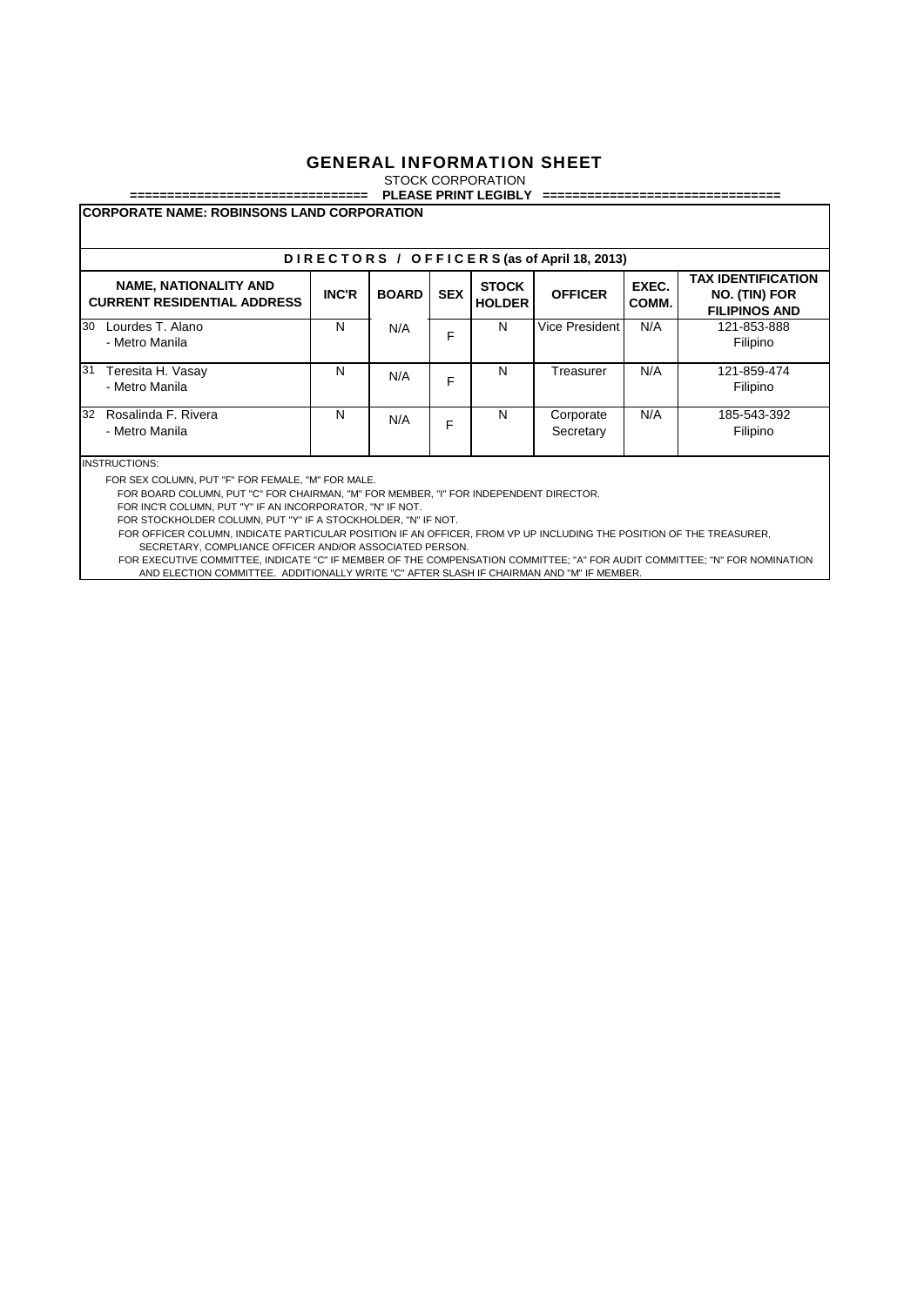# GENERAL INFORMATION SHEET

STOCK CORPORATION

=============================== **PLEASE PRINT LEGIBLY** ===============================

**CORPORATE NAME: ROBINSONS LAND CORPORATION**

**D I R E C T O R S / O F F I C E R S (as of April 18, 2013)**

| NAME, NATIONALITY AND CURRENT RESIDENTIAL ADDRESS | INC'R | BOARD | SEX | STOCK HOLDER | OFFICER | EXEC. COMM. | TAX IDENTIFICATION NO. (TIN) FOR FILIPINOS AND |
|---|---|---|---|---|---|---|---|
| 30 Lourdes T. Alano - Metro Manila | N | N/A | F | N | Vice President | N/A | 121-853-888 Filipino |
| 31 Teresita H. Vasay - Metro Manila | N | N/A | F | N | Treasurer | N/A | 121-859-474 Filipino |
| 32 Rosalinda F. Rivera - Metro Manila | N | N/A | F | N | Corporate Secretary | N/A | 185-543-392 Filipino |

INSTRUCTIONS:

FOR SEX COLUMN, PUT "F" FOR FEMALE, "M" FOR MALE.

FOR BOARD COLUMN, PUT "C" FOR CHAIRMAN, "M" FOR MEMBER, "I" FOR INDEPENDENT DIRECTOR.

FOR INC'R COLUMN, PUT "Y" IF AN INCORPORATOR, "N" IF NOT.

FOR STOCKHOLDER COLUMN, PUT "Y" IF A STOCKHOLDER, "N" IF NOT.

FOR OFFICER COLUMN, INDICATE PARTICULAR POSITION IF AN OFFICER, FROM VP UP INCLUDING THE POSITION OF THE TREASURER, SECRETARY, COMPLIANCE OFFICER AND/OR ASSOCIATED PERSON.

FOR EXECUTIVE COMMITTEE, INDICATE "C" IF MEMBER OF THE COMPENSATION COMMITTEE; "A" FOR AUDIT COMMITTEE; "N" FOR NOMINATION AND ELECTION COMMITTEE. ADDITIONALLY WRITE "C" AFTER SLASH IF CHAIRMAN AND "M" IF MEMBER.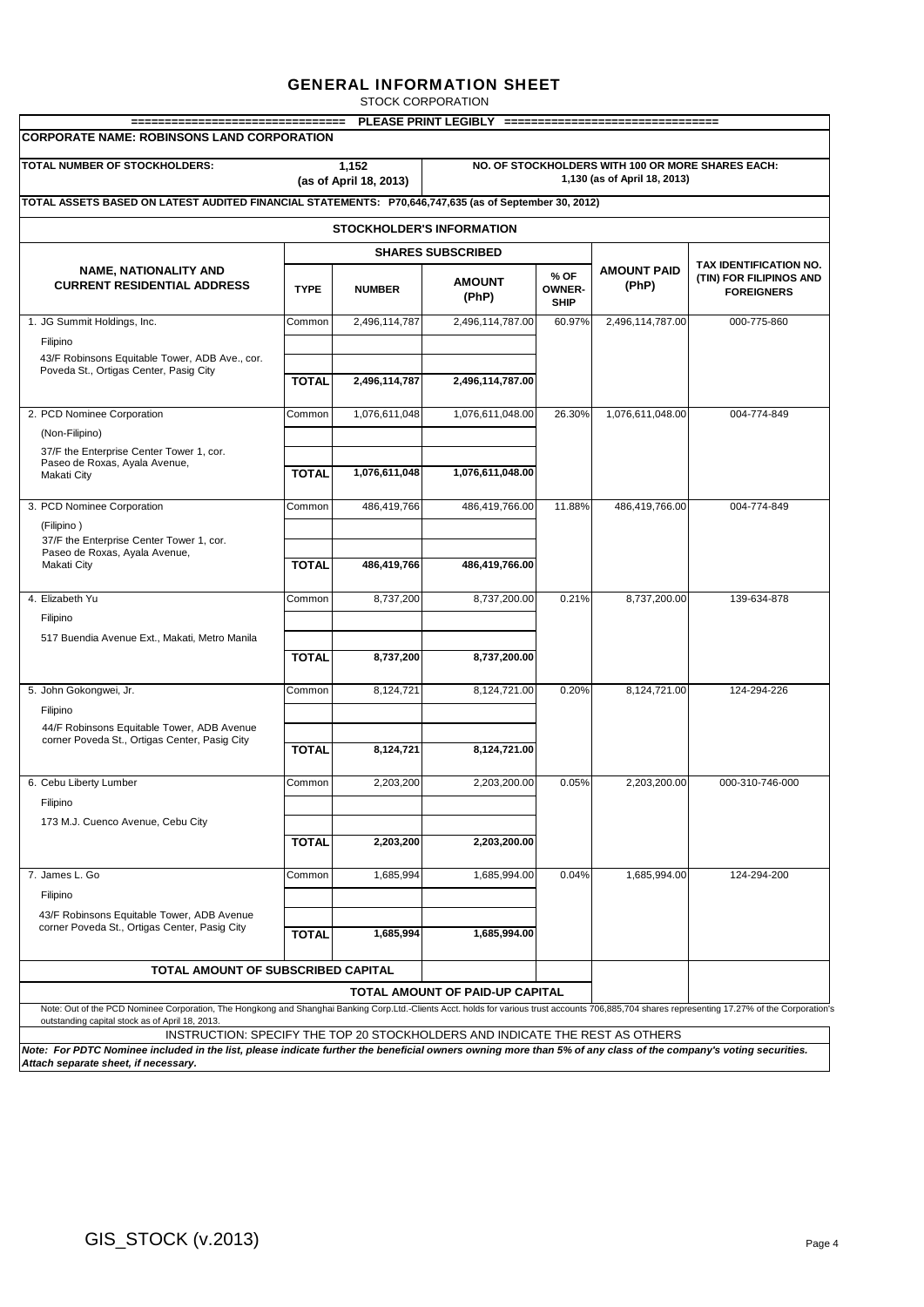# GENERAL INFORMATION SHEET

STOCK CORPORATION

=============================== PLEASE PRINT LEGIBLY ===============================

**CORPORATE NAME: ROBINSONS LAND CORPORATION**

| TOTAL NUMBER OF STOCKHOLDERS: | 1,152 (as of April 18, 2013) | NO. OF STOCKHOLDERS WITH 100 OR MORE SHARES EACH: 1,130 (as of April 18, 2013) |
|---|---|---|

**TOTAL ASSETS BASED ON LATEST AUDITED FINANCIAL STATEMENTS: P70,646,747,635 (as of September 30, 2012)**

## STOCKHOLDER'S INFORMATION

| NAME, NATIONALITY AND CURRENT RESIDENTIAL ADDRESS | SHARES SUBSCRIBED | | | | AMOUNT PAID (PhP) | TAX IDENTIFICATION NO. (TIN) FOR FILIPINOS AND FOREIGNERS |
|---|---|---|---|---|---|---|
| | TYPE | NUMBER | AMOUNT (PhP) | % OF OWNER-SHIP | | |
| 1. JG Summit Holdings, Inc. | Common | 2,496,114,787 | 2,496,114,787.00 | 60.97% | 2,496,114,787.00 | 000-775-860 |
| Filipino | | | | | | |
| 43/F Robinsons Equitable Tower, ADB Ave., cor. Poveda St., Ortigas Center, Pasig City | TOTAL | 2,496,114,787 | 2,496,114,787.00 | | | |
| 2. PCD Nominee Corporation | Common | 1,076,611,048 | 1,076,611,048.00 | 26.30% | 1,076,611,048.00 | 004-774-849 |
| (Non-Filipino) | | | | | | |
| 37/F the Enterprise Center Tower 1, cor. Paseo de Roxas, Ayala Avenue, Makati City | TOTAL | 1,076,611,048 | 1,076,611,048.00 | | | |
| 3. PCD Nominee Corporation | Common | 486,419,766 | 486,419,766.00 | 11.88% | 486,419,766.00 | 004-774-849 |
| (Filipino ) | | | | | | |
| 37/F the Enterprise Center Tower 1, cor. Paseo de Roxas, Ayala Avenue, Makati City | TOTAL | 486,419,766 | 486,419,766.00 | | | |
| 4. Elizabeth Yu | Common | 8,737,200 | 8,737,200.00 | 0.21% | 8,737,200.00 | 139-634-878 |
| Filipino | | | | | | |
| 517 Buendia Avenue Ext., Makati, Metro Manila | TOTAL | 8,737,200 | 8,737,200.00 | | | |
| 5. John Gokongwei, Jr. | Common | 8,124,721 | 8,124,721.00 | 0.20% | 8,124,721.00 | 124-294-226 |
| Filipino | | | | | | |
| 44/F Robinsons Equitable Tower, ADB Avenue corner Poveda St., Ortigas Center, Pasig City | TOTAL | 8,124,721 | 8,124,721.00 | | | |
| 6. Cebu Liberty Lumber | Common | 2,203,200 | 2,203,200.00 | 0.05% | 2,203,200.00 | 000-310-746-000 |
| Filipino | | | | | | |
| 173 M.J. Cuenco Avenue, Cebu City | TOTAL | 2,203,200 | 2,203,200.00 | | | |
| 7. James L. Go | Common | 1,685,994 | 1,685,994.00 | 0.04% | 1,685,994.00 | 124-294-200 |
| Filipino | | | | | | |
| 43/F Robinsons Equitable Tower, ADB Avenue corner Poveda St., Ortigas Center, Pasig City | TOTAL | 1,685,994 | 1,685,994.00 | | | |
| TOTAL AMOUNT OF SUBSCRIBED CAPITAL | | | | | | |
| | | TOTAL AMOUNT OF PAID-UP CAPITAL | | | | |

Note: Out of the PCD Nominee Corporation, The Hongkong and Shanghai Banking Corp.Ltd.-Clients Acct. holds for various trust accounts 706,885,704 shares representing 17.27% of the Corporation's outstanding capital stock as of April 18, 2013.

INSTRUCTION: SPECIFY THE TOP 20 STOCKHOLDERS AND INDICATE THE REST AS OTHERS

***Note: For PDTC Nominee included in the list, please indicate further the beneficial owners owning more than 5% of any class of the company's voting securities. Attach separate sheet, if necessary.***

GIS_STOCK (v.2013)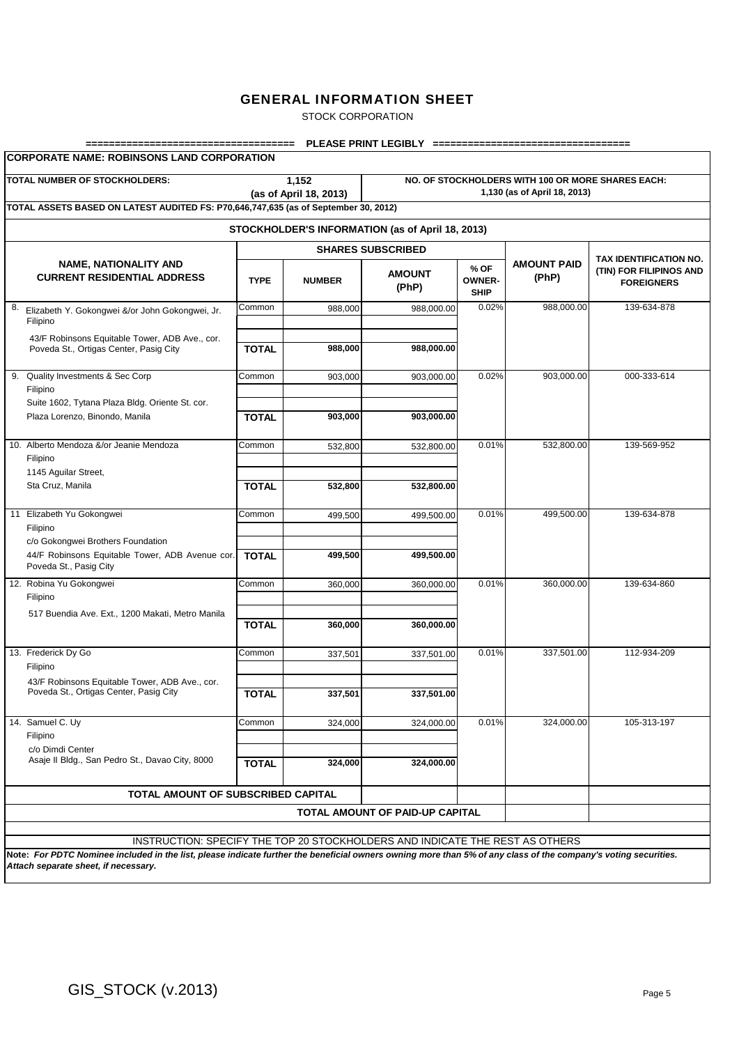# GENERAL INFORMATION SHEET

STOCK CORPORATION

=================================== PLEASE PRINT LEGIBLY =================================

**CORPORATE NAME: ROBINSONS LAND CORPORATION**

| **TOTAL NUMBER OF STOCKHOLDERS:** | **1,152 (as of April 18, 2013)** | **NO. OF STOCKHOLDERS WITH 100 OR MORE SHARES EACH:** | **1,130 (as of April 18, 2013)** |
|---|---|---|---|

**TOTAL ASSETS BASED ON LATEST AUDITED FS: P70,646,747,635 (as of September 30, 2012)**

**STOCKHOLDER'S INFORMATION (as of April 18, 2013)**

| **NAME, NATIONALITY AND CURRENT RESIDENTIAL ADDRESS** | **SHARES SUBSCRIBED** | | | | **AMOUNT PAID (PhP)** | **TAX IDENTIFICATION NO. (TIN) FOR FILIPINOS AND FOREIGNERS** |
|---|---|---|---|---|---|---|
| | **TYPE** | **NUMBER** | **AMOUNT (PhP)** | **% OF OWNER-SHIP** | | |
| 8. Elizabeth Y. Gokongwei &/or John Gokongwei, Jr.<br>Filipino<br>43/F Robinsons Equitable Tower, ADB Ave., cor. Poveda St., Ortigas Center, Pasig City | Common | 988,000 | 988,000.00 | 0.02% | 988,000.00 | 139-634-878 |
| | **TOTAL** | **988,000** | **988,000.00** | | | |
| 9. Quality Investments & Sec Corp<br>Filipino<br>Suite 1602, Tytana Plaza Bldg. Oriente St. cor. Plaza Lorenzo, Binondo, Manila | Common | 903,000 | 903,000.00 | 0.02% | 903,000.00 | 000-333-614 |
| | **TOTAL** | **903,000** | **903,000.00** | | | |
| 10. Alberto Mendoza &/or Jeanie Mendoza<br>Filipino<br>1145 Aguilar Street, Sta Cruz, Manila | Common | 532,800 | 532,800.00 | 0.01% | 532,800.00 | 139-569-952 |
| | **TOTAL** | **532,800** | **532,800.00** | | | |
| 11 Elizabeth Yu Gokongwei<br>Filipino<br>c/o Gokongwei Brothers Foundation<br>44/F Robinsons Equitable Tower, ADB Avenue cor. Poveda St., Pasig City | Common | 499,500 | 499,500.00 | 0.01% | 499,500.00 | 139-634-878 |
| | **TOTAL** | **499,500** | **499,500.00** | | | |
| 12. Robina Yu Gokongwei<br>Filipino<br>517 Buendia Ave. Ext., 1200 Makati, Metro Manila | Common | 360,000 | 360,000.00 | 0.01% | 360,000.00 | 139-634-860 |
| | **TOTAL** | **360,000** | **360,000.00** | | | |
| 13. Frederick Dy Go<br>Filipino<br>43/F Robinsons Equitable Tower, ADB Ave., cor. Poveda St., Ortigas Center, Pasig City | Common | 337,501 | 337,501.00 | 0.01% | 337,501.00 | 112-934-209 |
| | **TOTAL** | **337,501** | **337,501.00** | | | |
| 14. Samuel C. Uy<br>Filipino<br>c/o Dimdi Center<br>Asaje II Bldg., San Pedro St., Davao City, 8000 | Common | 324,000 | 324,000.00 | 0.01% | 324,000.00 | 105-313-197 |
| | **TOTAL** | **324,000** | **324,000.00** | | | |
| **TOTAL AMOUNT OF SUBSCRIBED CAPITAL** | | | | | | |
| | | | **TOTAL AMOUNT OF PAID-UP CAPITAL** | | | |

INSTRUCTION: SPECIFY THE TOP 20 STOCKHOLDERS AND INDICATE THE REST AS OTHERS

**Note:** ***For PDTC Nominee included in the list, please indicate further the beneficial owners owning more than 5% of any class of the company's voting securities. Attach separate sheet, if necessary.***

GIS_STOCK (v.2013)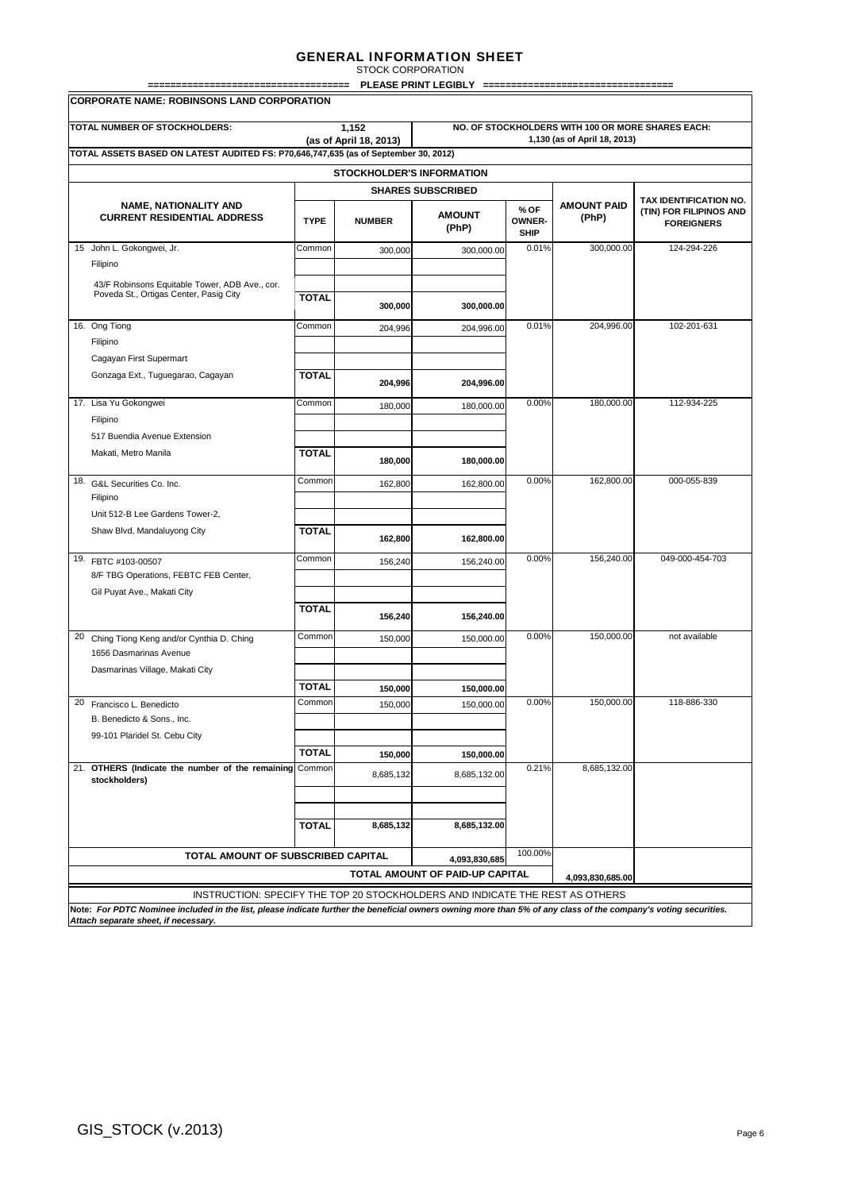# GENERAL INFORMATION SHEET

STOCK CORPORATION

=================================== PLEASE PRINT LEGIBLY =================================

**CORPORATE NAME: ROBINSONS LAND CORPORATION**

| TOTAL NUMBER OF STOCKHOLDERS: | 1,152 (as of April 18, 2013) | NO. OF STOCKHOLDERS WITH 100 OR MORE SHARES EACH: 1,130 (as of April 18, 2013) |
|---|---|---|

**TOTAL ASSETS BASED ON LATEST AUDITED FS: P70,646,747,635 (as of September 30, 2012)**

**STOCKHOLDER'S INFORMATION**

| NAME, NATIONALITY AND CURRENT RESIDENTIAL ADDRESS | SHARES SUBSCRIBED | | | | AMOUNT PAID (PhP) | TAX IDENTIFICATION NO. (TIN) FOR FILIPINOS AND FOREIGNERS |
|---|---|---|---|---|---|---|
| | TYPE | NUMBER | AMOUNT (PhP) | % OF OWNER-SHIP | | |
| 15 John L. Gokongwei, Jr.<br>Filipino<br>43/F Robinsons Equitable Tower, ADB Ave., cor. Poveda St., Ortigas Center, Pasig City | Common | 300,000 | 300,000.00 | 0.01% | 300,000.00 | 124-294-226 |
| | **TOTAL** | **300,000** | **300,000.00** | | | |
| 16. Ong Tiong<br>Filipino<br>Cagayan First Supermart<br>Gonzaga Ext., Tuguegarao, Cagayan | Common | 204,996 | 204,996.00 | 0.01% | 204,996.00 | 102-201-631 |
| | **TOTAL** | **204,996** | **204,996.00** | | | |
| 17. Lisa Yu Gokongwei<br>Filipino<br>517 Buendia Avenue Extension<br>Makati, Metro Manila | Common | 180,000 | 180,000.00 | 0.00% | 180,000.00 | 112-934-225 |
| | **TOTAL** | **180,000** | **180,000.00** | | | |
| 18. G&L Securities Co. Inc.<br>Filipino<br>Unit 512-B Lee Gardens Tower-2,<br>Shaw Blvd, Mandaluyong City | Common | 162,800 | 162,800.00 | 0.00% | 162,800.00 | 000-055-839 |
| | **TOTAL** | **162,800** | **162,800.00** | | | |
| 19. FBTC #103-00507<br>8/F TBG Operations, FEBTC FEB Center,<br>Gil Puyat Ave., Makati City | Common | 156,240 | 156,240.00 | 0.00% | 156,240.00 | 049-000-454-703 |
| | **TOTAL** | **156,240** | **156,240.00** | | | |
| 20 Ching Tiong Keng and/or Cynthia D. Ching<br>1656 Dasmarinas Avenue<br>Dasmarinas Village, Makati City | Common | 150,000 | 150,000.00 | 0.00% | 150,000.00 | not available |
| | **TOTAL** | **150,000** | **150,000.00** | | | |
| 20 Francisco L. Benedicto<br>B. Benedicto & Sons., Inc.<br>99-101 Plaridel St. Cebu City | Common | 150,000 | 150,000.00 | 0.00% | 150,000.00 | 118-886-330 |
| | **TOTAL** | **150,000** | **150,000.00** | | | |
| 21. **OTHERS (Indicate the number of the remaining stockholders)** | Common | 8,685,132 | 8,685,132.00 | 0.21% | 8,685,132.00 | |
| | **TOTAL** | **8,685,132** | **8,685,132.00** | | | |
| **TOTAL AMOUNT OF SUBSCRIBED CAPITAL** | | | 4,093,830,685 | 100.00% | | |
| | | **TOTAL AMOUNT OF PAID-UP CAPITAL** | | | 4,093,830,685.00 | |

INSTRUCTION: SPECIFY THE TOP 20 STOCKHOLDERS AND INDICATE THE REST AS OTHERS

**Note:** ***For PDTC Nominee included in the list, please indicate further the beneficial owners owning more than 5% of any class of the company's voting securities. Attach separate sheet, if necessary.***

GIS_STOCK (v.2013)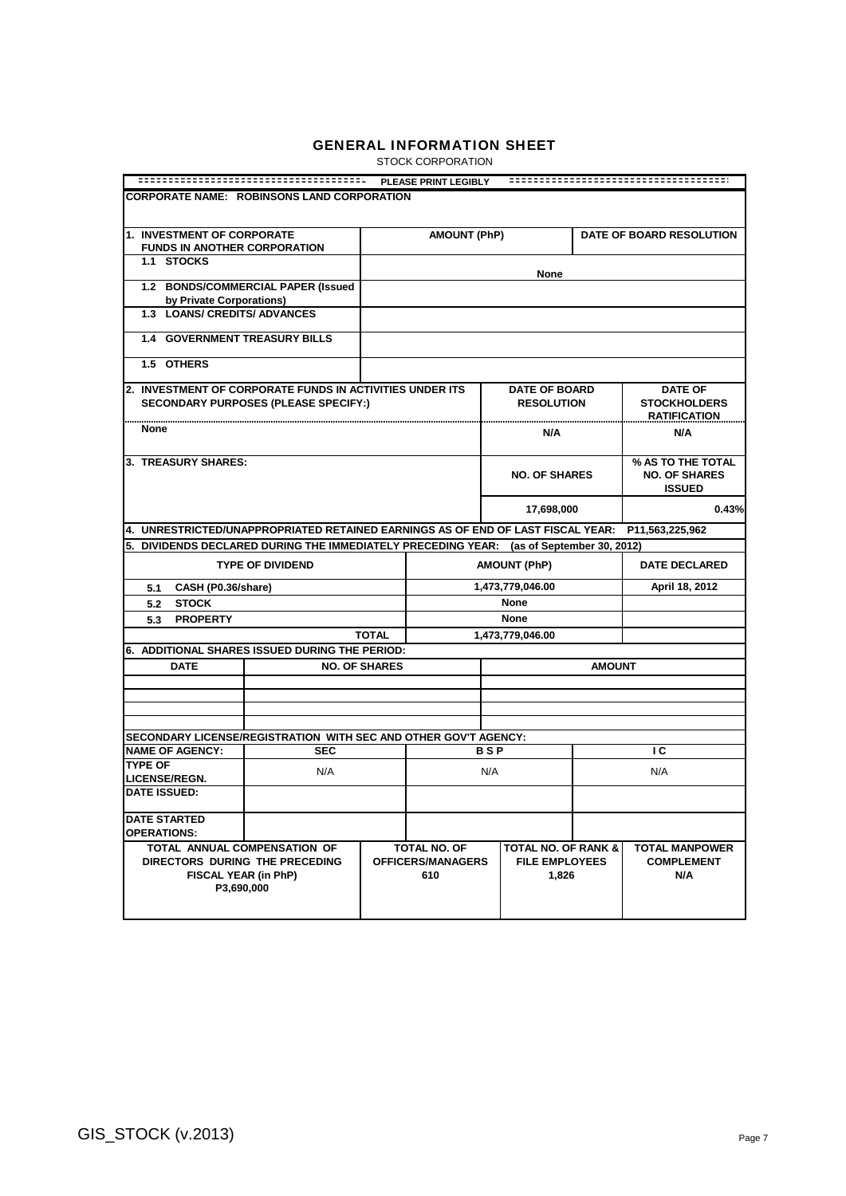# GENERAL INFORMATION SHEET

STOCK CORPORATION

PLEASE PRINT LEGIBLY

**CORPORATE NAME: ROBINSONS LAND CORPORATION**

| 1. INVESTMENT OF CORPORATE FUNDS IN ANOTHER CORPORATION | AMOUNT (PhP) | DATE OF BOARD RESOLUTION |
|---|---|---|
| 1.1 STOCKS | None | |
| 1.2 BONDS/COMMERCIAL PAPER (Issued by Private Corporations) | | |
| 1.3 LOANS/ CREDITS/ ADVANCES | | |
| 1.4 GOVERNMENT TREASURY BILLS | | |
| 1.5 OTHERS | | |

| 2. INVESTMENT OF CORPORATE FUNDS IN ACTIVITIES UNDER ITS SECONDARY PURPOSES (PLEASE SPECIFY:) | DATE OF BOARD RESOLUTION | DATE OF STOCKHOLDERS RATIFICATION |
|---|---|---|
| None | N/A | N/A |

| 3. TREASURY SHARES: | NO. OF SHARES | % AS TO THE TOTAL NO. OF SHARES ISSUED |
|---|---|---|
| | 17,698,000 | 0.43% |

**4. UNRESTRICTED/UNAPPROPRIATED RETAINED EARNINGS AS OF END OF LAST FISCAL YEAR: P11,563,225,962**

**5. DIVIDENDS DECLARED DURING THE IMMEDIATELY PRECEDING YEAR: (as of September 30, 2012)**

| TYPE OF DIVIDEND | AMOUNT (PhP) | DATE DECLARED |
|---|---|---|
| 5.1 CASH (P0.36/share) | 1,473,779,046.00 | April 18, 2012 |
| 5.2 STOCK | None | |
| 5.3 PROPERTY | None | |
| TOTAL | 1,473,779,046.00 | |

**6. ADDITIONAL SHARES ISSUED DURING THE PERIOD:**

| DATE | NO. OF SHARES | AMOUNT |
|---|---|---|
| | | |
| | | |
| | | |
| | | |

**SECONDARY LICENSE/REGISTRATION WITH SEC AND OTHER GOV'T AGENCY:**

| NAME OF AGENCY: | SEC | B S P | I C |
|---|---|---|---|
| TYPE OF LICENSE/REGN. | N/A | N/A | N/A |
| DATE ISSUED: | | | |
| DATE STARTED OPERATIONS: | | | |

| TOTAL ANNUAL COMPENSATION OF DIRECTORS DURING THE PRECEDING FISCAL YEAR (in PhP) | TOTAL NO. OF OFFICERS/MANAGERS | TOTAL NO. OF RANK & FILE EMPLOYEES | TOTAL MANPOWER COMPLEMENT |
|---|---|---|---|
| P3,690,000 | 610 | 1,826 | N/A |

GIS_STOCK (v.2013)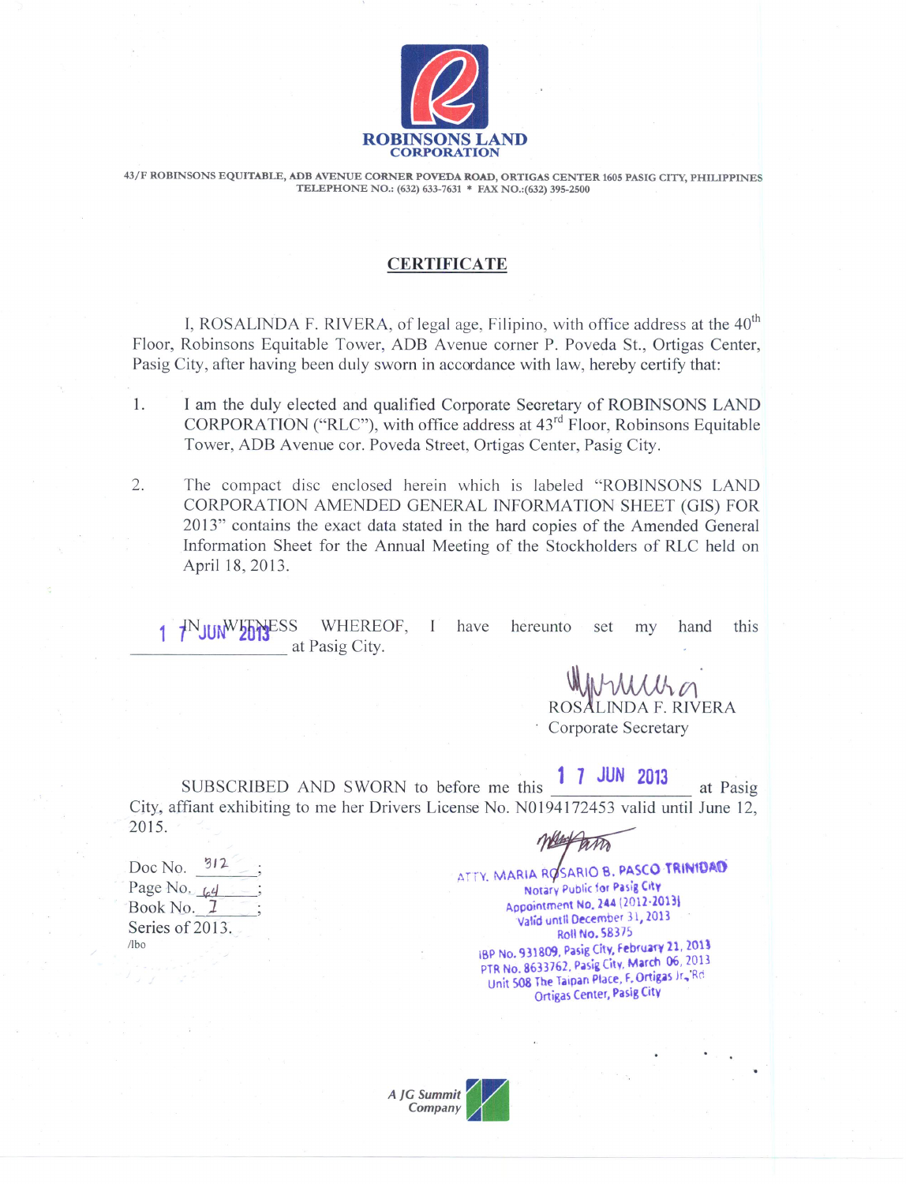ROBINSONS LAND
CORPORATION

43/F ROBINSONS EQUITABLE, ADB AVENUE CORNER POVEDA ROAD, ORTIGAS CENTER 1605 PASIG CITY, PHILIPPINES
TELEPHONE NO.: (632) 633-7631 * FAX NO.:(632) 395-2500

## CERTIFICATE

I, ROSALINDA F. RIVERA, of legal age, Filipino, with office address at the 40th Floor, Robinsons Equitable Tower, ADB Avenue corner P. Poveda St., Ortigas Center, Pasig City, after having been duly sworn in accordance with law, hereby certify that:

1. I am the duly elected and qualified Corporate Secretary of ROBINSONS LAND CORPORATION ("RLC"), with office address at 43rd Floor, Robinsons Equitable Tower, ADB Avenue cor. Poveda Street, Ortigas Center, Pasig City.

2. The compact disc enclosed herein which is labeled "ROBINSONS LAND CORPORATION AMENDED GENERAL INFORMATION SHEET (GIS) FOR 2013" contains the exact data stated in the hard copies of the Amended General Information Sheet for the Annual Meeting of the Stockholders of RLC held on April 18, 2013.

IN WITNESS WHEREOF, I have hereunto set my hand this 17 JUN 2013 at Pasig City.

ROSALINDA F. RIVERA
Corporate Secretary

SUBSCRIBED AND SWORN to before me this 17 JUN 2013 at Pasig City, affiant exhibiting to me her Drivers License No. N0194172453 valid until June 12, 2015.

Doc No. 312;
Page No. 64;
Book No. I;
Series of 2013.
/lbo

ATTY. MARIA ROSARIO B. PASCO TRINIDAD
Notary Public for Pasig City
Appointment No. 244 (2012-2013)
Valid until December 31, 2013
Roll No. 58375
IBP No. 931809, Pasig City, February 21, 2013
PTR No. 8633762, Pasig City, March 06, 2013
Unit 508 The Taipan Place, F. Ortigas Jr. Rd
Ortigas Center, Pasig City

A JG Summit Company